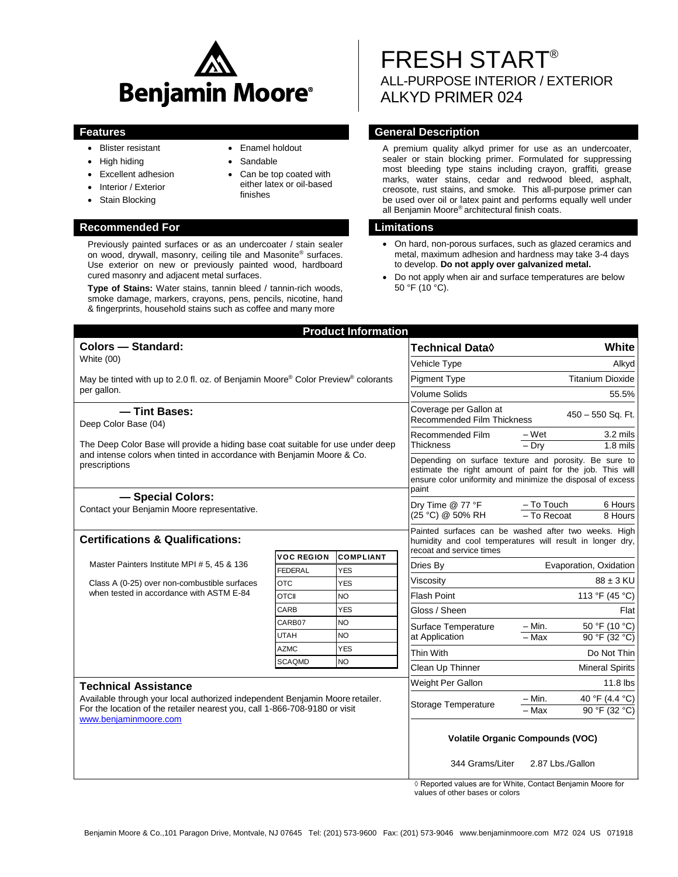# Benjamin Moore®

# FRESH START®

## ALL-PURPOSE INTERIOR / EXTERIOR ALKYD PRIMER 024

## Features

- Blister resistant
- High hiding
- Excellent adhesion
- Interior / Exterior
- Stain Blocking
- Enamel holdout
- Sandable
- Can be top coated with either latex or oil-based finishes

## Recommended For

Previously painted surfaces or as an undercoater / stain sealer on wood, drywall, masonry, ceiling tile and Masonite® surfaces. Use exterior on new or previously painted wood, hardboard cured masonry and adjacent metal surfaces.

**Type of Stains:** Water stains, tannin bleed / tannin-rich woods, smoke damage, markers, crayons, pens, pencils, nicotine, hand & fingerprints, household stains such as coffee and many more

## General Description

A premium quality alkyd primer for use as an undercoater, sealer or stain blocking primer. Formulated for suppressing most bleeding type stains including crayon, graffiti, grease marks, water stains, cedar and redwood bleed, asphalt, creosote, rust stains, and smoke. This all-purpose primer can be used over oil or latex paint and performs equally well under all Benjamin Moore® architectural finish coats.

## Limitations

- On hard, non-porous surfaces, such as glazed ceramics and metal, maximum adhesion and hardness may take 3-4 days to develop. **Do not apply over galvanized metal.**
- Do not apply when air and surface temperatures are below 50 °F (10 °C).

## Product Information

### Colors — Standard:

White (00)

May be tinted with up to 2.0 fl. oz. of Benjamin Moore® Color Preview® colorants per gallon.

### — Tint Bases:

Deep Color Base (04)

The Deep Color Base will provide a hiding base coat suitable for use under deep and intense colors when tinted in accordance with Benjamin Moore & Co. prescriptions

### — Special Colors:

Contact your Benjamin Moore representative.

### Certifications & Qualifications:

Master Painters Institute MPI # 5, 45 & 136

Class A (0-25) over non-combustible surfaces when tested in accordance with ASTM E-84

| VOC REGION | COMPLIANT |
|---|---|
| FEDERAL | YES |
| OTC | YES |
| OTCII | NO |
| CARB | YES |
| CARB07 | NO |
| UTAH | NO |
| AZMC | YES |
| SCAQMD | NO |

### Technical Assistance

Available through your local authorized independent Benjamin Moore retailer. For the location of the retailer nearest you, call 1-866-708-9180 or visit www.benjaminmoore.com

| Technical Data◊ | | White |
|---|---|---|
| Vehicle Type | | Alkyd |
| Pigment Type | | Titanium Dioxide |
| Volume Solids | | 55.5% |
| Coverage per Gallon at Recommended Film Thickness | | 450 – 550 Sq. Ft. |
| Recommended Film Thickness | – Wet | 3.2 mils |
| | – Dry | 1.8 mils |
| Depending on surface texture and porosity. Be sure to estimate the right amount of paint for the job. This will ensure color uniformity and minimize the disposal of excess paint | | |
| Dry Time @ 77 °F (25 °C) @ 50% RH | – To Touch | 6 Hours |
| | – To Recoat | 8 Hours |
| Painted surfaces can be washed after two weeks. High humidity and cool temperatures will result in longer dry, recoat and service times | | |
| Dries By | | Evaporation, Oxidation |
| Viscosity | | 88 ± 3 KU |
| Flash Point | | 113 °F (45 °C) |
| Gloss / Sheen | | Flat |
| Surface Temperature at Application | – Min. | 50 °F (10 °C) |
| | – Max | 90 °F (32 °C) |
| Thin With | | Do Not Thin |
| Clean Up Thinner | | Mineral Spirits |
| Weight Per Gallon | | 11.8 lbs |
| Storage Temperature | – Min. | 40 °F (4.4 °C) |
| | – Max | 90 °F (32 °C) |

**Volatile Organic Compounds (VOC)**

344 Grams/Liter    2.87 Lbs./Gallon

◊ Reported values are for White, Contact Benjamin Moore for values of other bases or colors

Benjamin Moore & Co.,101 Paragon Drive, Montvale, NJ 07645 Tel: (201) 573-9600 Fax: (201) 573-9046 www.benjaminmoore.com M72 024 US 071918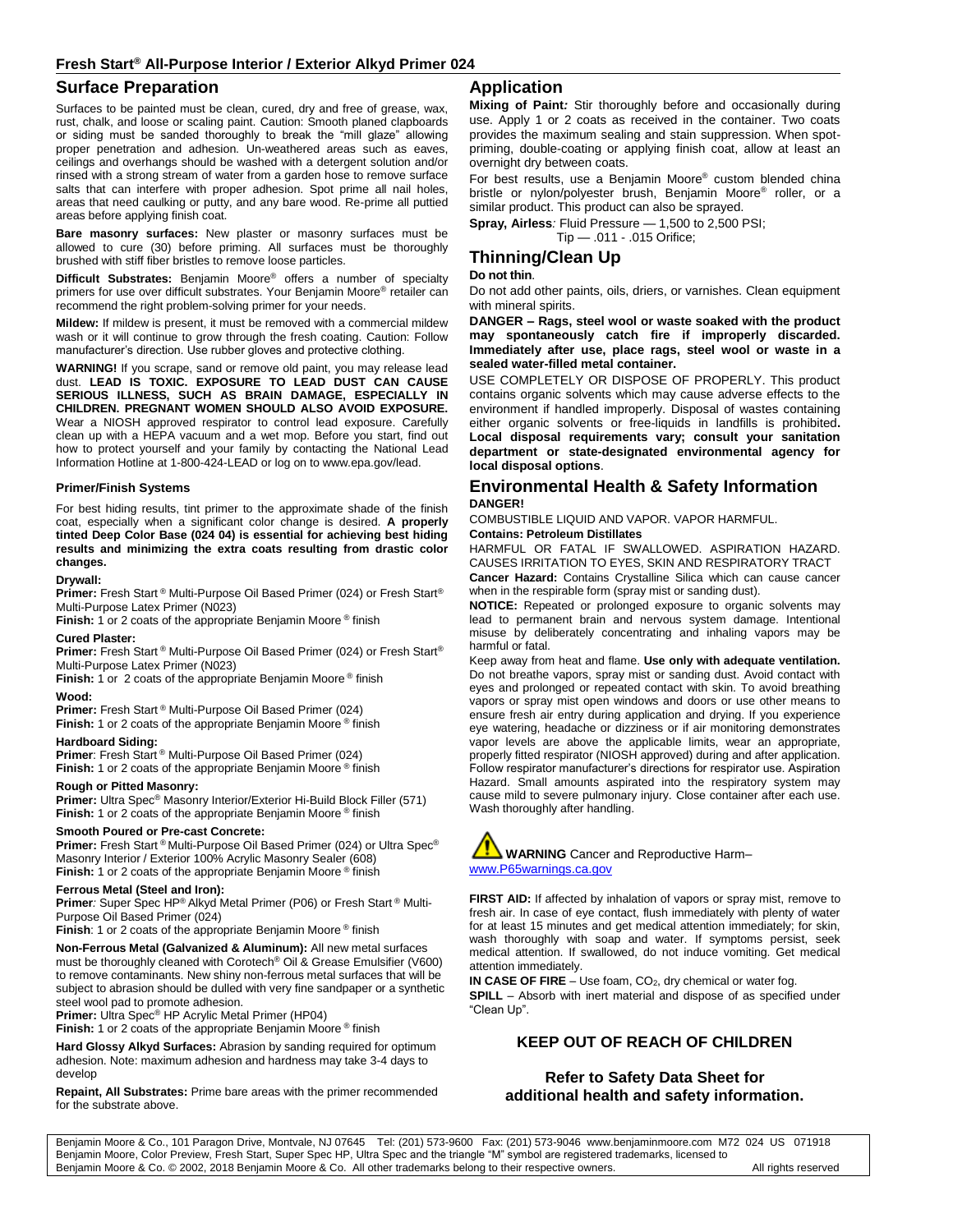**Fresh Start® All-Purpose Interior / Exterior Alkyd Primer 024**

## Surface Preparation

Surfaces to be painted must be clean, cured, dry and free of grease, wax, rust, chalk, and loose or scaling paint. Caution: Smooth planed clapboards or siding must be sanded thoroughly to break the "mill glaze" allowing proper penetration and adhesion. Un-weathered areas such as eaves, ceilings and overhangs should be washed with a detergent solution and/or rinsed with a strong stream of water from a garden hose to remove surface salts that can interfere with proper adhesion. Spot prime all nail holes, areas that need caulking or putty, and any bare wood. Re-prime all puttied areas before applying finish coat.

**Bare masonry surfaces:** New plaster or masonry surfaces must be allowed to cure (30) before priming. All surfaces must be thoroughly brushed with stiff fiber bristles to remove loose particles.

**Difficult Substrates:** Benjamin Moore® offers a number of specialty primers for use over difficult substrates. Your Benjamin Moore® retailer can recommend the right problem-solving primer for your needs.

**Mildew:** If mildew is present, it must be removed with a commercial mildew wash or it will continue to grow through the fresh coating. Caution: Follow manufacturer's direction. Use rubber gloves and protective clothing.

**WARNING!** If you scrape, sand or remove old paint, you may release lead dust. **LEAD IS TOXIC. EXPOSURE TO LEAD DUST CAN CAUSE SERIOUS ILLNESS, SUCH AS BRAIN DAMAGE, ESPECIALLY IN CHILDREN. PREGNANT WOMEN SHOULD ALSO AVOID EXPOSURE.** Wear a NIOSH approved respirator to control lead exposure. Carefully clean up with a HEPA vacuum and a wet mop. Before you start, find out how to protect yourself and your family by contacting the National Lead Information Hotline at 1-800-424-LEAD or log on to www.epa.gov/lead.

### Primer/Finish Systems

For best hiding results, tint primer to the approximate shade of the finish coat, especially when a significant color change is desired. **A properly tinted Deep Color Base (024 04) is essential for achieving best hiding results and minimizing the extra coats resulting from drastic color changes.**

**Drywall:**
**Primer:** Fresh Start® Multi-Purpose Oil Based Primer (024) or Fresh Start® Multi-Purpose Latex Primer (N023)
**Finish:** 1 or 2 coats of the appropriate Benjamin Moore® finish

**Cured Plaster:**
**Primer:** Fresh Start® Multi-Purpose Oil Based Primer (024) or Fresh Start® Multi-Purpose Latex Primer (N023)
**Finish:** 1 or 2 coats of the appropriate Benjamin Moore® finish

**Wood:**
**Primer:** Fresh Start® Multi-Purpose Oil Based Primer (024)
**Finish:** 1 or 2 coats of the appropriate Benjamin Moore® finish

**Hardboard Siding:**
**Primer**: Fresh Start® Multi-Purpose Oil Based Primer (024)
**Finish:** 1 or 2 coats of the appropriate Benjamin Moore® finish

**Rough or Pitted Masonry:**
**Primer:** Ultra Spec® Masonry Interior/Exterior Hi-Build Block Filler (571)
**Finish:** 1 or 2 coats of the appropriate Benjamin Moore® finish

**Smooth Poured or Pre-cast Concrete:**
**Primer:** Fresh Start® Multi-Purpose Oil Based Primer (024) or Ultra Spec® Masonry Interior / Exterior 100% Acrylic Masonry Sealer (608)
**Finish:** 1 or 2 coats of the appropriate Benjamin Moore® finish

**Ferrous Metal (Steel and Iron):**
**Primer***:* Super Spec HP® Alkyd Metal Primer (P06) or Fresh Start® Multi-Purpose Oil Based Primer (024)
**Finish**: 1 or 2 coats of the appropriate Benjamin Moore® finish

**Non-Ferrous Metal (Galvanized & Aluminum):** All new metal surfaces must be thoroughly cleaned with Corotech® Oil & Grease Emulsifier (V600) to remove contaminants. New shiny non-ferrous metal surfaces that will be subject to abrasion should be dulled with very fine sandpaper or a synthetic steel wool pad to promote adhesion.
**Primer:** Ultra Spec® HP Acrylic Metal Primer (HP04)
**Finish:** 1 or 2 coats of the appropriate Benjamin Moore® finish

**Hard Glossy Alkyd Surfaces:** Abrasion by sanding required for optimum adhesion. Note: maximum adhesion and hardness may take 3-4 days to develop

**Repaint, All Substrates:** Prime bare areas with the primer recommended for the substrate above.

## Application

**Mixing of Paint***:* Stir thoroughly before and occasionally during use. Apply 1 or 2 coats as received in the container. Two coats provides the maximum sealing and stain suppression. When spot-priming, double-coating or applying finish coat, allow at least an overnight dry between coats.

For best results, use a Benjamin Moore® custom blended china bristle or nylon/polyester brush, Benjamin Moore® roller, or a similar product. This product can also be sprayed.

**Spray, Airless***:* Fluid Pressure — 1,500 to 2,500 PSI;
Tip — .011 - .015 Orifice;

## Thinning/Clean Up

**Do not thin***.*

Do not add other paints, oils, driers, or varnishes. Clean equipment with mineral spirits.

**DANGER – Rags, steel wool or waste soaked with the product may spontaneously catch fire if improperly discarded. Immediately after use, place rags, steel wool or waste in a sealed water-filled metal container.**

USE COMPLETELY OR DISPOSE OF PROPERLY. This product contains organic solvents which may cause adverse effects to the environment if handled improperly. Disposal of wastes containing either organic solvents or free-liquids in landfills is prohibited**. Local disposal requirements vary; consult your sanitation department or state-designated environmental agency for local disposal options**.

## Environmental Health & Safety Information

**DANGER!**

COMBUSTIBLE LIQUID AND VAPOR. VAPOR HARMFUL.

**Contains: Petroleum Distillates**

HARMFUL OR FATAL IF SWALLOWED. ASPIRATION HAZARD. CAUSES IRRITATION TO EYES, SKIN AND RESPIRATORY TRACT

**Cancer Hazard:** Contains Crystalline Silica which can cause cancer when in the respirable form (spray mist or sanding dust).

**NOTICE:** Repeated or prolonged exposure to organic solvents may lead to permanent brain and nervous system damage. Intentional misuse by deliberately concentrating and inhaling vapors may be harmful or fatal.

Keep away from heat and flame. **Use only with adequate ventilation.** Do not breathe vapors, spray mist or sanding dust. Avoid contact with eyes and prolonged or repeated contact with skin. To avoid breathing vapors or spray mist open windows and doors or use other means to ensure fresh air entry during application and drying. If you experience eye watering, headache or dizziness or if air monitoring demonstrates vapor levels are above the applicable limits, wear an appropriate, properly fitted respirator (NIOSH approved) during and after application. Follow respirator manufacturer's directions for respirator use. Aspiration Hazard. Small amounts aspirated into the respiratory system may cause mild to severe pulmonary injury. Close container after each use. Wash thoroughly after handling.

**WARNING** Cancer and Reproductive Harm– www.P65warnings.ca.gov

**FIRST AID:** If affected by inhalation of vapors or spray mist, remove to fresh air. In case of eye contact, flush immediately with plenty of water for at least 15 minutes and get medical attention immediately; for skin, wash thoroughly with soap and water. If symptoms persist, seek medical attention. If swallowed, do not induce vomiting. Get medical attention immediately.

**IN CASE OF FIRE** – Use foam, $CO_2$, dry chemical or water fog.

**SPILL** – Absorb with inert material and dispose of as specified under "Clean Up".

**KEEP OUT OF REACH OF CHILDREN**

**Refer to Safety Data Sheet for additional health and safety information.**

Benjamin Moore & Co., 101 Paragon Drive, Montvale, NJ 07645 Tel: (201) 573-9600 Fax: (201) 573-9046 www.benjaminmoore.com M72 024 US 071918
Benjamin Moore, Color Preview, Fresh Start, Super Spec HP, Ultra Spec and the triangle "M" symbol are registered trademarks, licensed to Benjamin Moore & Co. © 2002, 2018 Benjamin Moore & Co. All other trademarks belong to their respective owners. All rights reserved